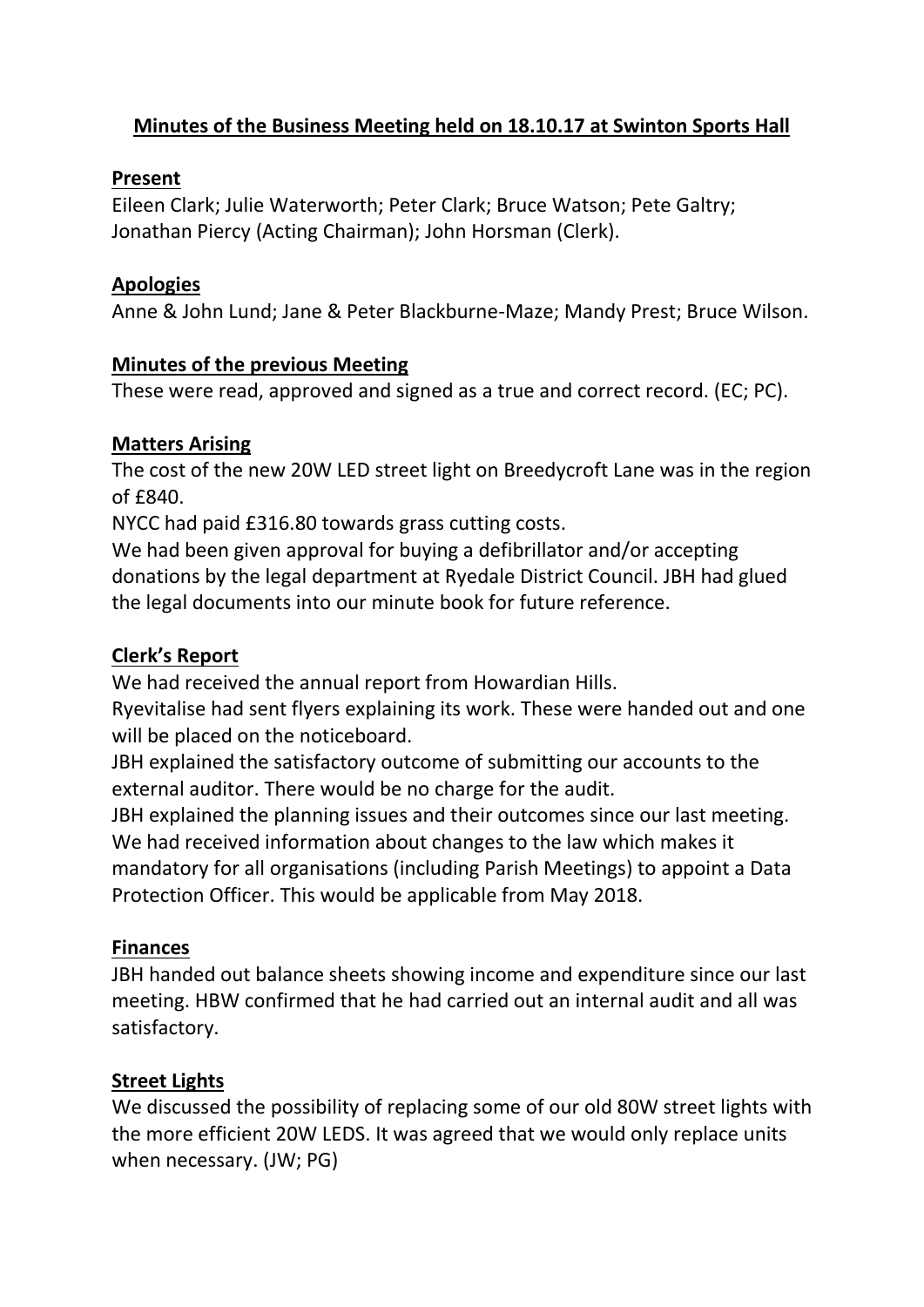# Minutes of the Business Meeting held on 18.10.17 at Swinton Sports Hall

## Present

Eileen Clark; Julie Waterworth; Peter Clark; Bruce Watson; Pete Galtry; Jonathan Piercy (Acting Chairman); John Horsman (Clerk).

## Apologies

Anne & John Lund; Jane & Peter Blackburne-Maze; Mandy Prest; Bruce Wilson.

## Minutes of the previous Meeting

These were read, approved and signed as a true and correct record. (EC; PC).

## Matters Arising

The cost of the new 20W LED street light on Breedycroft Lane was in the region of £840.

NYCC had paid £316.80 towards grass cutting costs.

We had been given approval for buying a defibrillator and/or accepting donations by the legal department at Ryedale District Council. JBH had glued the legal documents into our minute book for future reference.

## Clerk's Report

We had received the annual report from Howardian Hills.

Ryevitalise had sent flyers explaining its work. These were handed out and one will be placed on the noticeboard.

JBH explained the satisfactory outcome of submitting our accounts to the external auditor. There would be no charge for the audit.

JBH explained the planning issues and their outcomes since our last meeting.

We had received information about changes to the law which makes it mandatory for all organisations (including Parish Meetings) to appoint a Data Protection Officer. This would be applicable from May 2018.

## Finances

JBH handed out balance sheets showing income and expenditure since our last meeting. HBW confirmed that he had carried out an internal audit and all was satisfactory.

## Street Lights

We discussed the possibility of replacing some of our old 80W street lights with the more efficient 20W LEDS. It was agreed that we would only replace units when necessary. (JW; PG)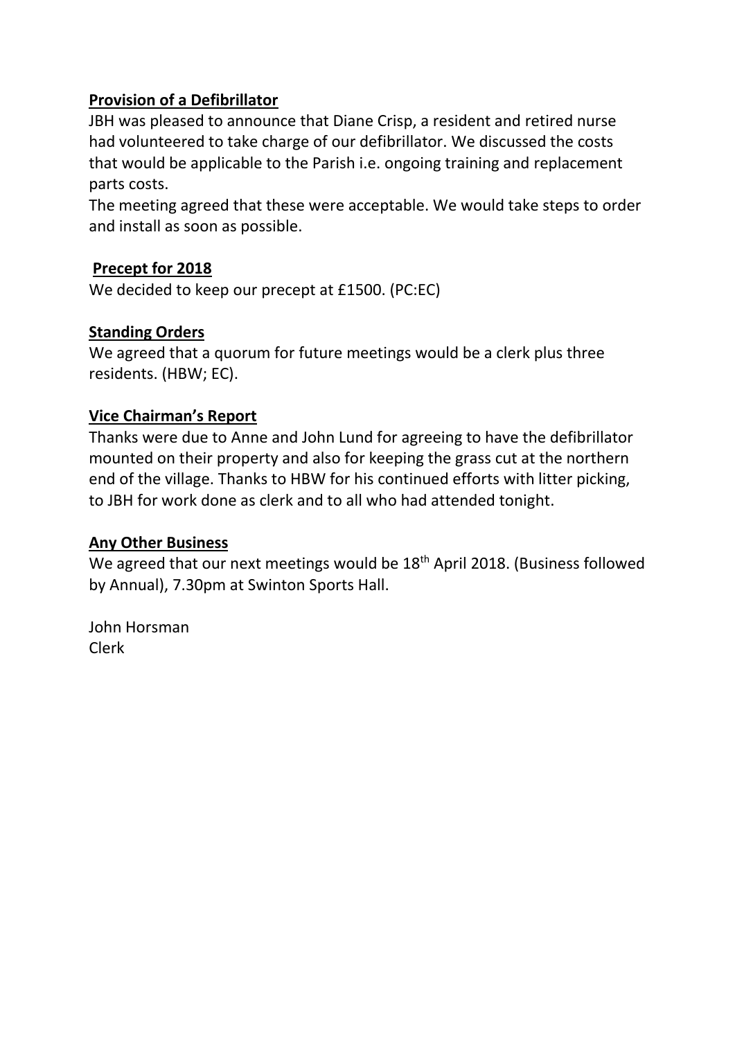**Provision of a Defibrillator**

JBH was pleased to announce that Diane Crisp, a resident and retired nurse had volunteered to take charge of our defibrillator. We discussed the costs that would be applicable to the Parish i.e. ongoing training and replacement parts costs.

The meeting agreed that these were acceptable. We would take steps to order and install as soon as possible.

**Precept for 2018**

We decided to keep our precept at £1500. (PC:EC)

**Standing Orders**

We agreed that a quorum for future meetings would be a clerk plus three residents. (HBW; EC).

**Vice Chairman's Report**

Thanks were due to Anne and John Lund for agreeing to have the defibrillator mounted on their property and also for keeping the grass cut at the northern end of the village. Thanks to HBW for his continued efforts with litter picking, to JBH for work done as clerk and to all who had attended tonight.

**Any Other Business**

We agreed that our next meetings would be 18th April 2018. (Business followed by Annual), 7.30pm at Swinton Sports Hall.

John Horsman
Clerk